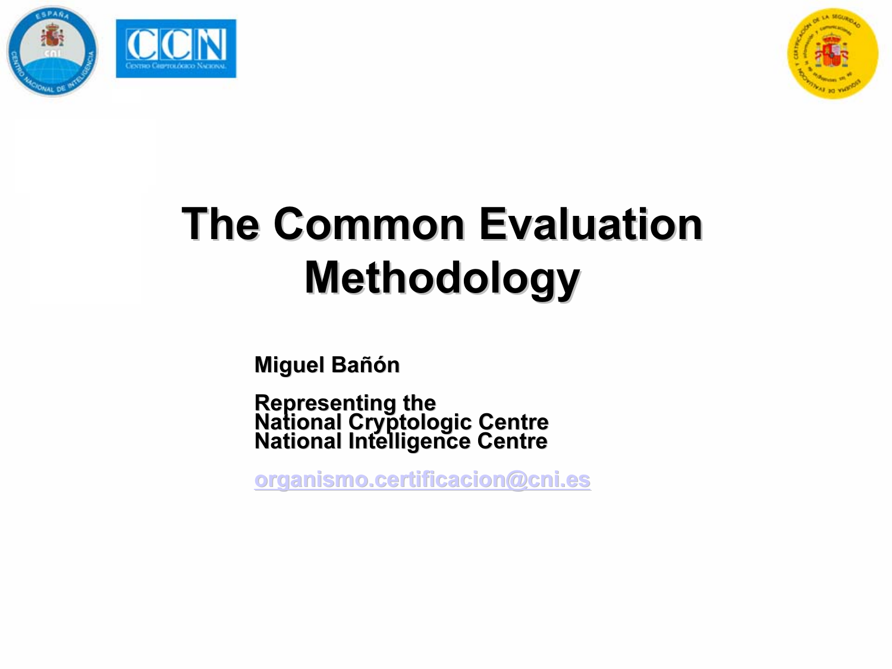# The Common Evaluation Methodology

**Miguel Bañón**

**Representing the**
**National Cryptologic Centre**
**National Intelligence Centre**

organismo.certificacion@cni.es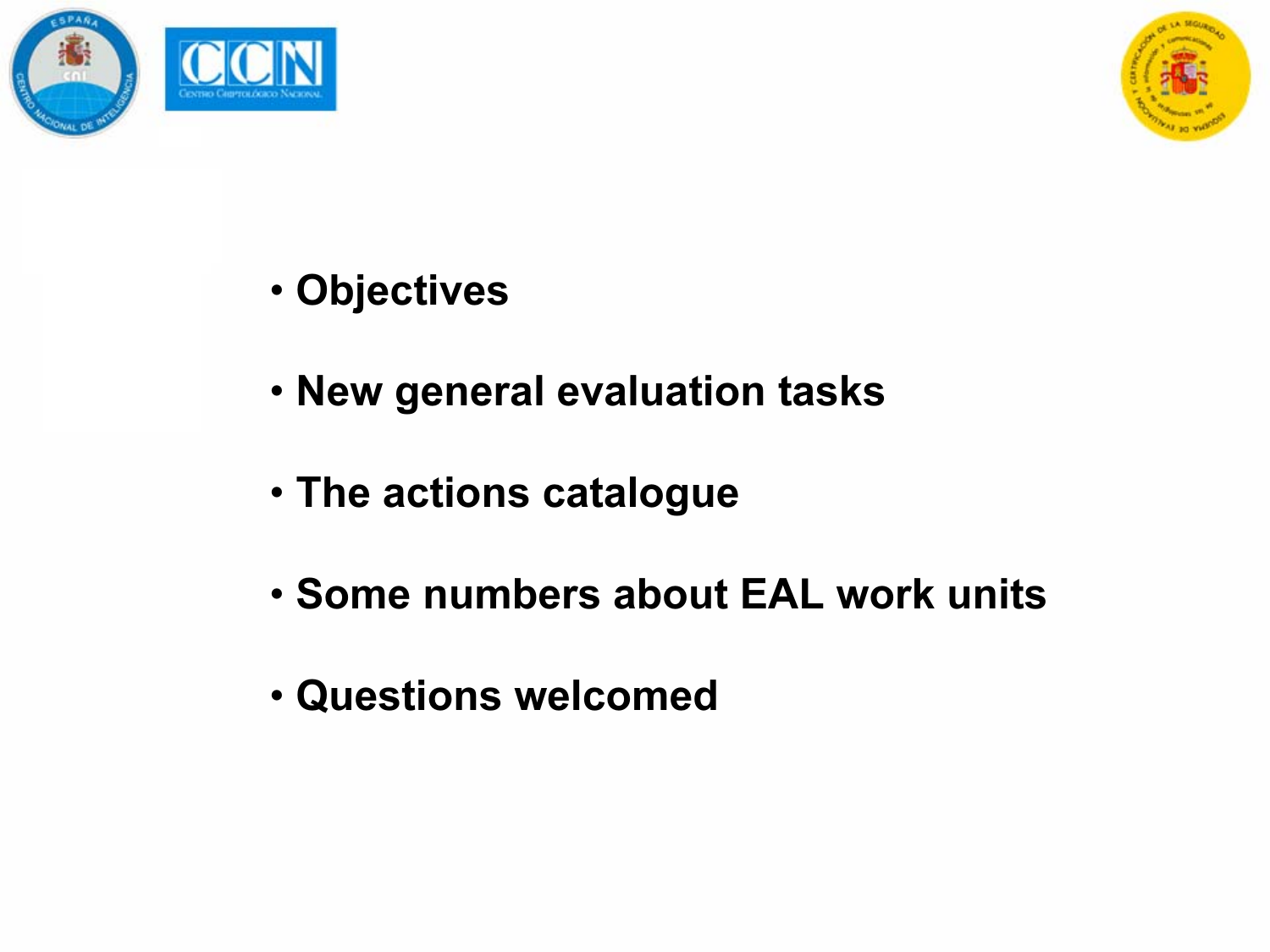- **Objectives**
- **New general evaluation tasks**
- **The actions catalogue**
- **Some numbers about EAL work units**
- **Questions welcomed**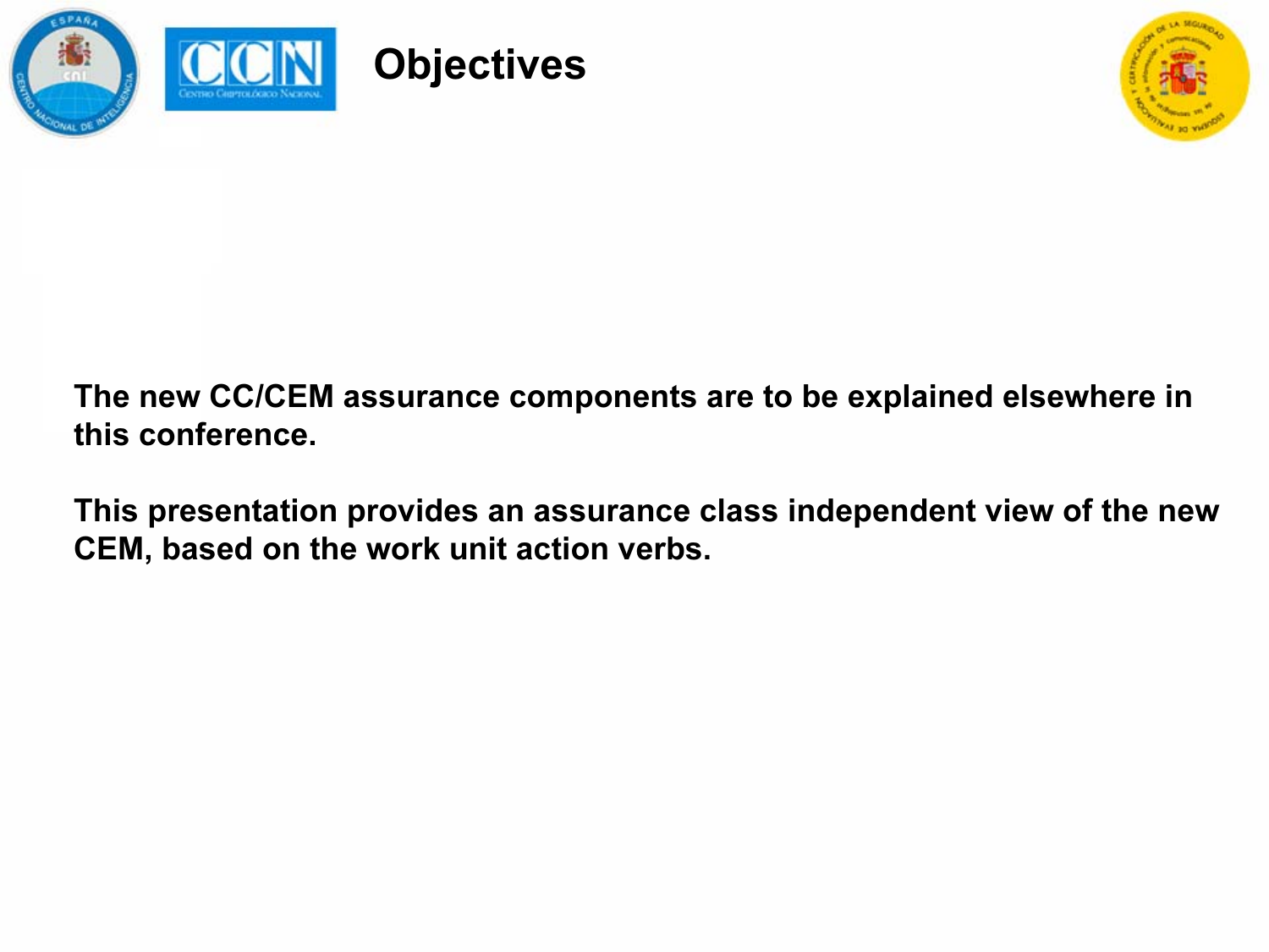# Objectives

**The new CC/CEM assurance components are to be explained elsewhere in this conference.**

**This presentation provides an assurance class independent view of the new CEM, based on the work unit action verbs.**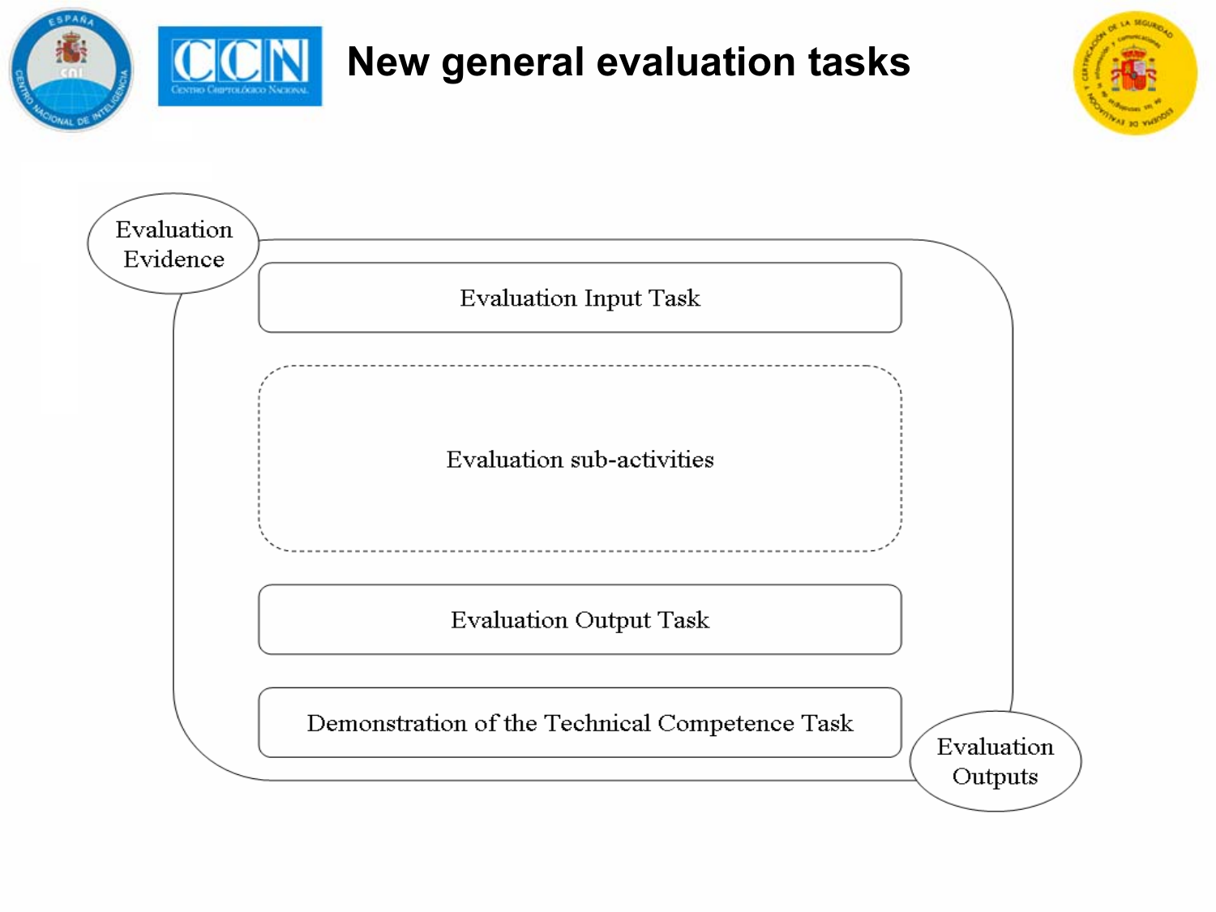# New general evaluation tasks

Evaluation Evidence

Evaluation Input Task

Evaluation sub-activities

Evaluation Output Task

Demonstration of the Technical Competence Task

Evaluation Outputs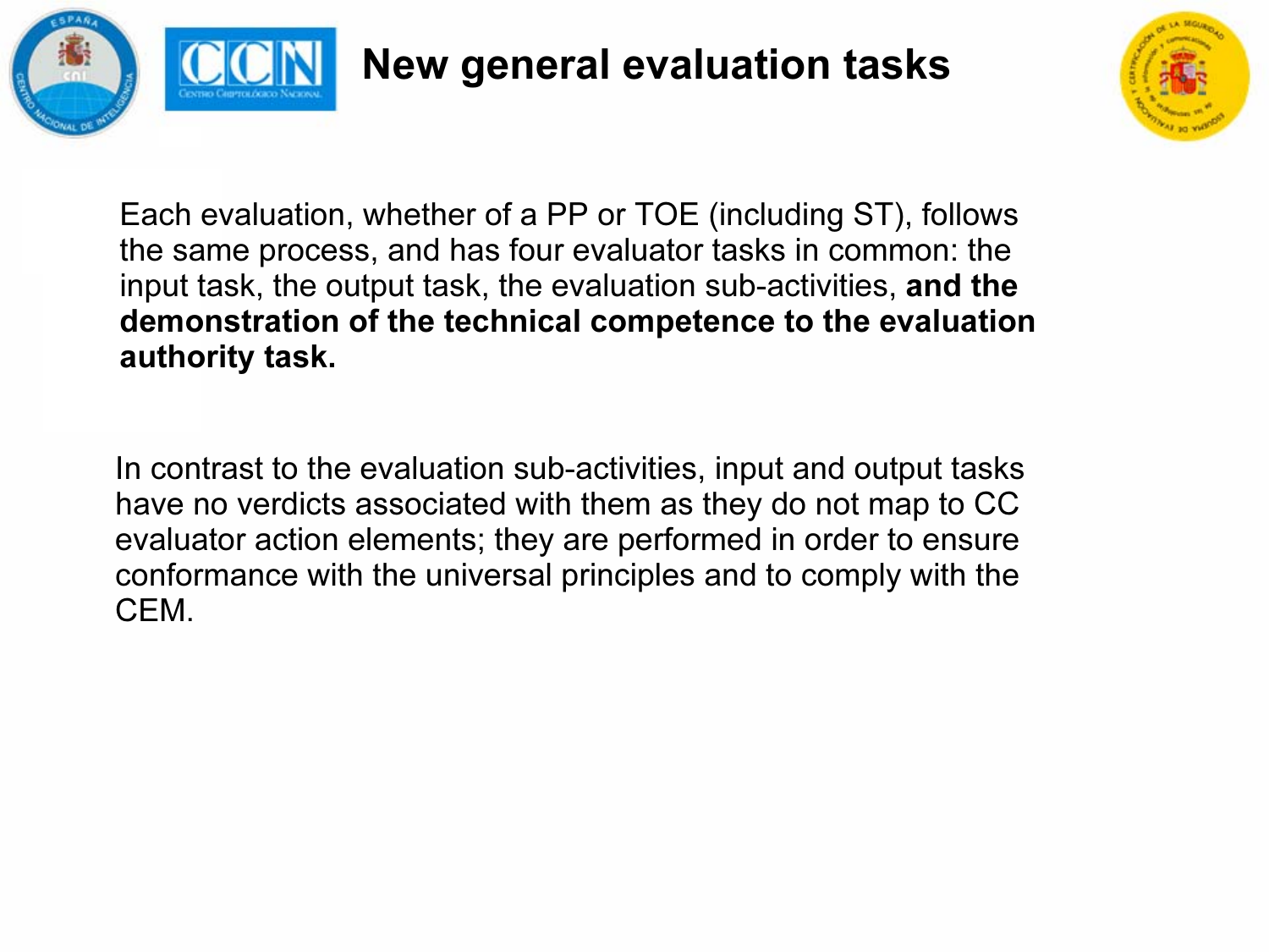# New general evaluation tasks

Each evaluation, whether of a PP or TOE (including ST), follows the same process, and has four evaluator tasks in common: the input task, the output task, the evaluation sub-activities, **and the demonstration of the technical competence to the evaluation authority task.**

In contrast to the evaluation sub-activities, input and output tasks have no verdicts associated with them as they do not map to CC evaluator action elements; they are performed in order to ensure conformance with the universal principles and to comply with the CEM.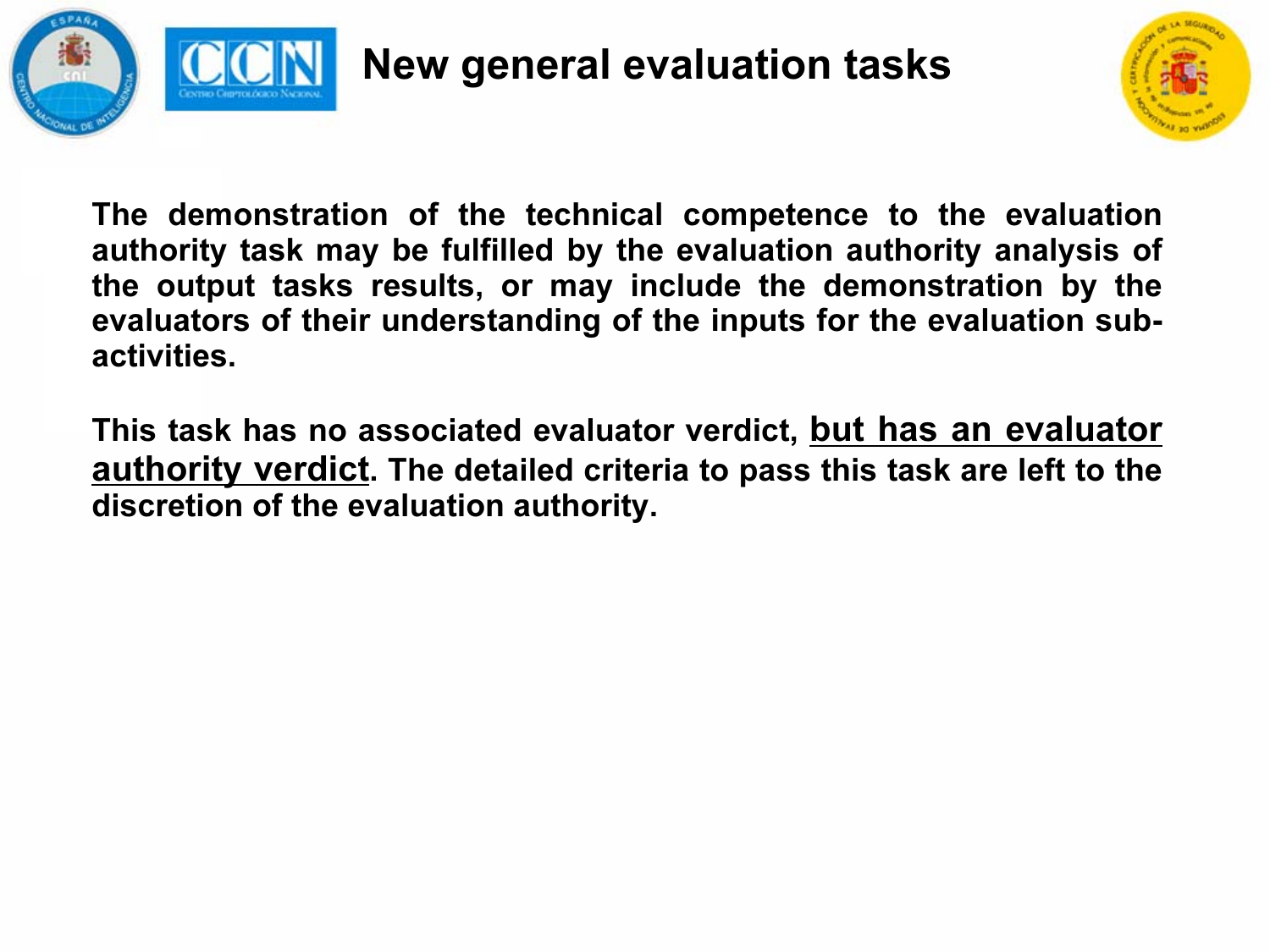# New general evaluation tasks

**The demonstration of the technical competence to the evaluation authority task may be fulfilled by the evaluation authority analysis of the output tasks results, or may include the demonstration by the evaluators of their understanding of the inputs for the evaluation sub-activities.**

**This task has no associated evaluator verdict, <u>but has an evaluator authority verdict</u>. The detailed criteria to pass this task are left to the discretion of the evaluation authority.**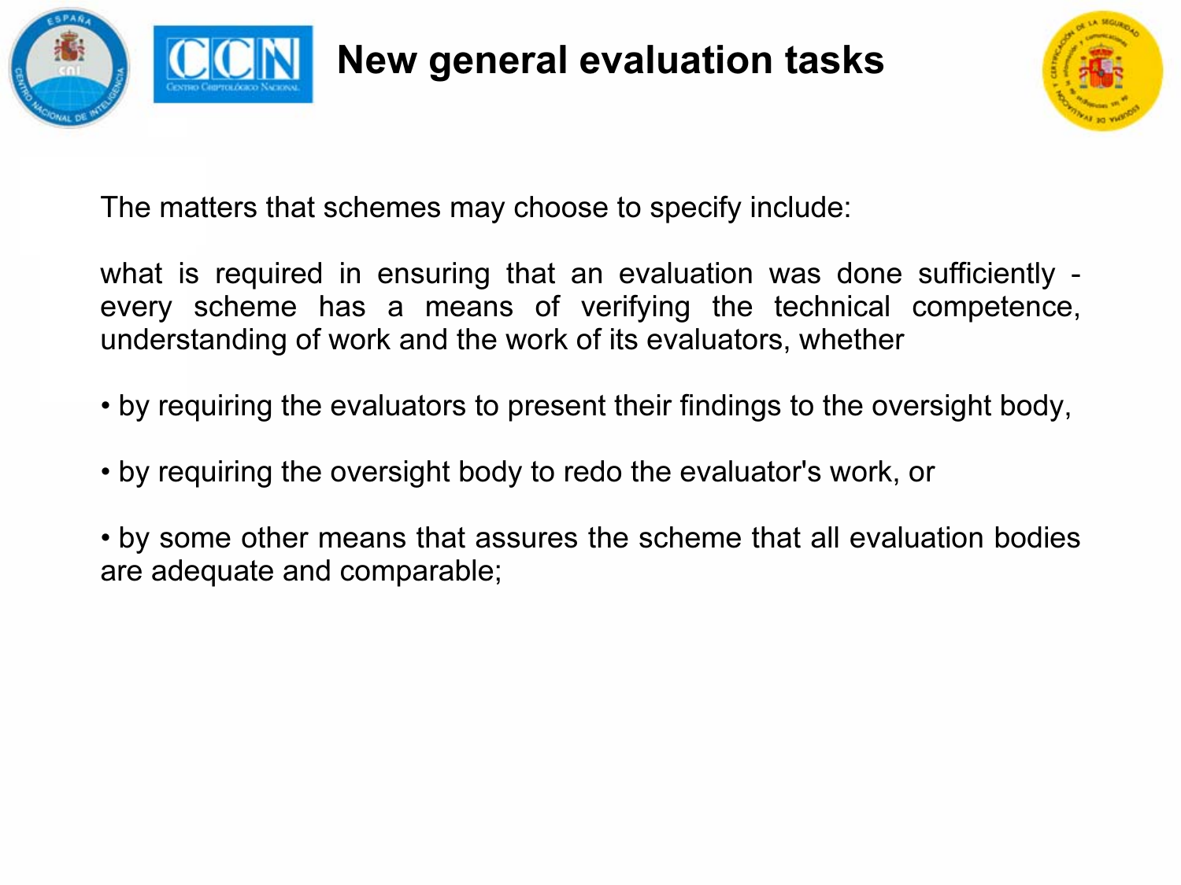# New general evaluation tasks

The matters that schemes may choose to specify include:

what is required in ensuring that an evaluation was done sufficiently - every scheme has a means of verifying the technical competence, understanding of work and the work of its evaluators, whether

- by requiring the evaluators to present their findings to the oversight body,
- by requiring the oversight body to redo the evaluator's work, or
- by some other means that assures the scheme that all evaluation bodies are adequate and comparable;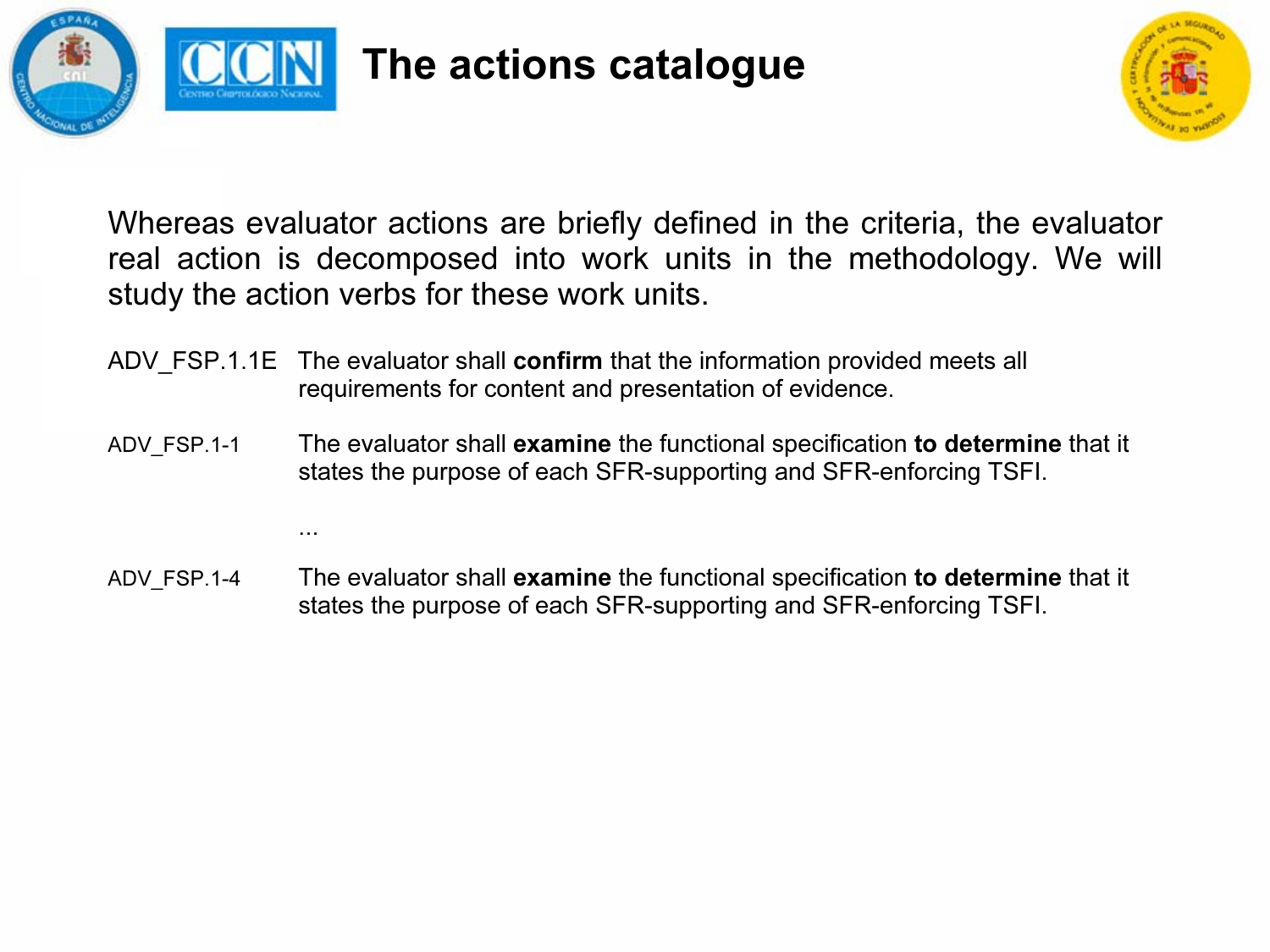# The actions catalogue

Whereas evaluator actions are briefly defined in the criteria, the evaluator real action is decomposed into work units in the methodology. We will study the action verbs for these work units.

ADV_FSP.1.1E The evaluator shall **confirm** that the information provided meets all requirements for content and presentation of evidence.

ADV_FSP.1-1 The evaluator shall **examine** the functional specification **to determine** that it states the purpose of each SFR-supporting and SFR-enforcing TSFI.

...

ADV_FSP.1-4 The evaluator shall **examine** the functional specification **to determine** that it states the purpose of each SFR-supporting and SFR-enforcing TSFI.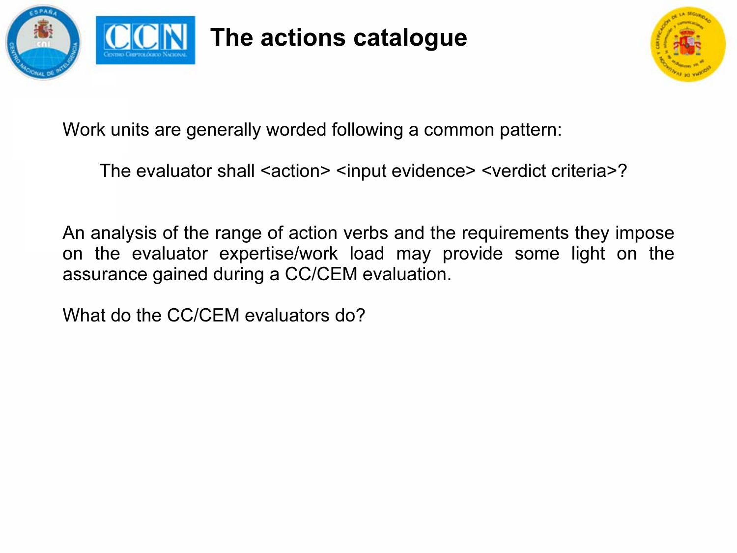# The actions catalogue

Work units are generally worded following a common pattern:

> The evaluator shall <action> <input evidence> <verdict criteria>?

An analysis of the range of action verbs and the requirements they impose on the evaluator expertise/work load may provide some light on the assurance gained during a CC/CEM evaluation.

What do the CC/CEM evaluators do?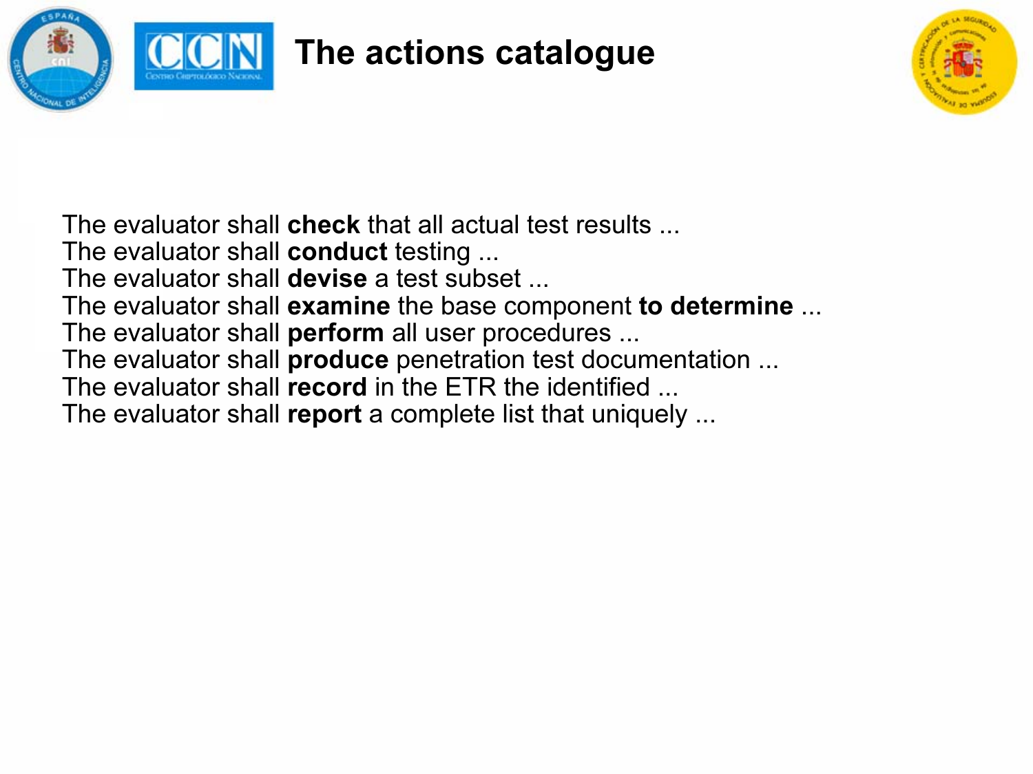# The actions catalogue

The evaluator shall **check** that all actual test results ...
The evaluator shall **conduct** testing ...
The evaluator shall **devise** a test subset ...
The evaluator shall **examine** the base component **to determine** ...
The evaluator shall **perform** all user procedures ...
The evaluator shall **produce** penetration test documentation ...
The evaluator shall **record** in the ETR the identified ...
The evaluator shall **report** a complete list that uniquely ...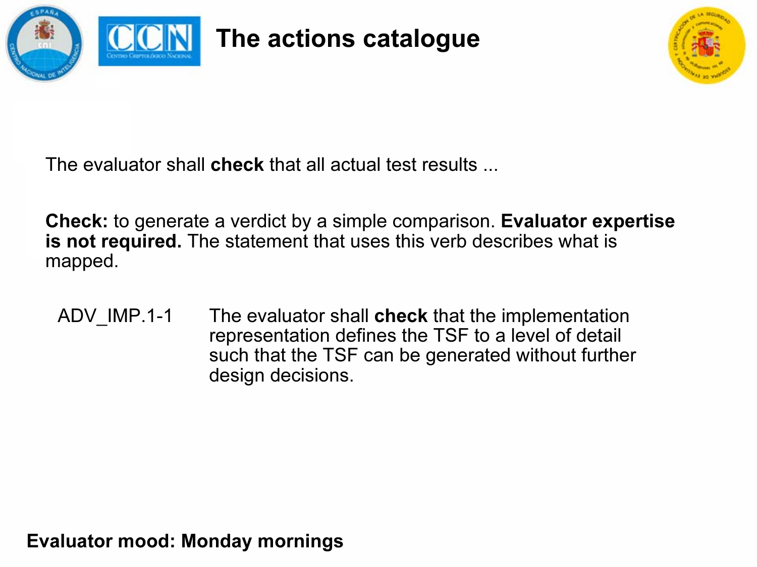# The actions catalogue

The evaluator shall **check** that all actual test results ...

**Check:** to generate a verdict by a simple comparison. **Evaluator expertise is not required.** The statement that uses this verb describes what is mapped.

ADV_IMP.1-1 The evaluator shall **check** that the implementation representation defines the TSF to a level of detail such that the TSF can be generated without further design decisions.

**Evaluator mood: Monday mornings**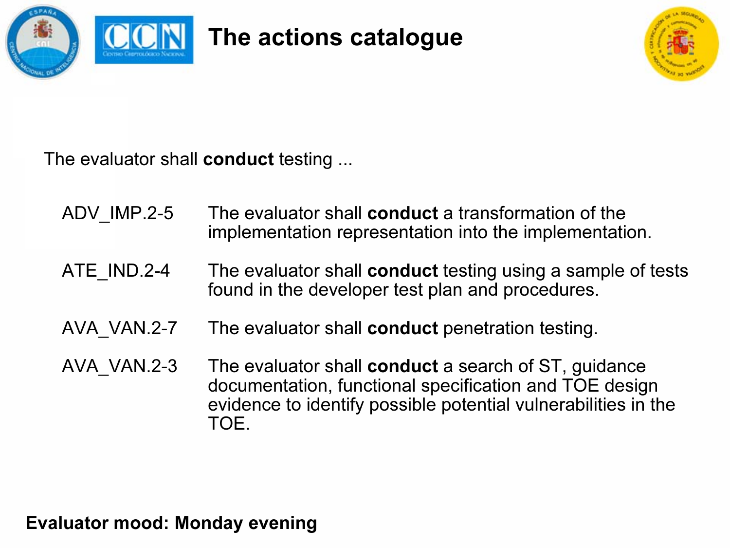# The actions catalogue

The evaluator shall **conduct** testing ...

| | |
|---|---|
| ADV_IMP.2-5 | The evaluator shall **conduct** a transformation of the implementation representation into the implementation. |
| ATE_IND.2-4 | The evaluator shall **conduct** testing using a sample of tests found in the developer test plan and procedures. |
| AVA_VAN.2-7 | The evaluator shall **conduct** penetration testing. |
| AVA_VAN.2-3 | The evaluator shall **conduct** a search of ST, guidance documentation, functional specification and TOE design evidence to identify possible potential vulnerabilities in the TOE. |

**Evaluator mood: Monday evening**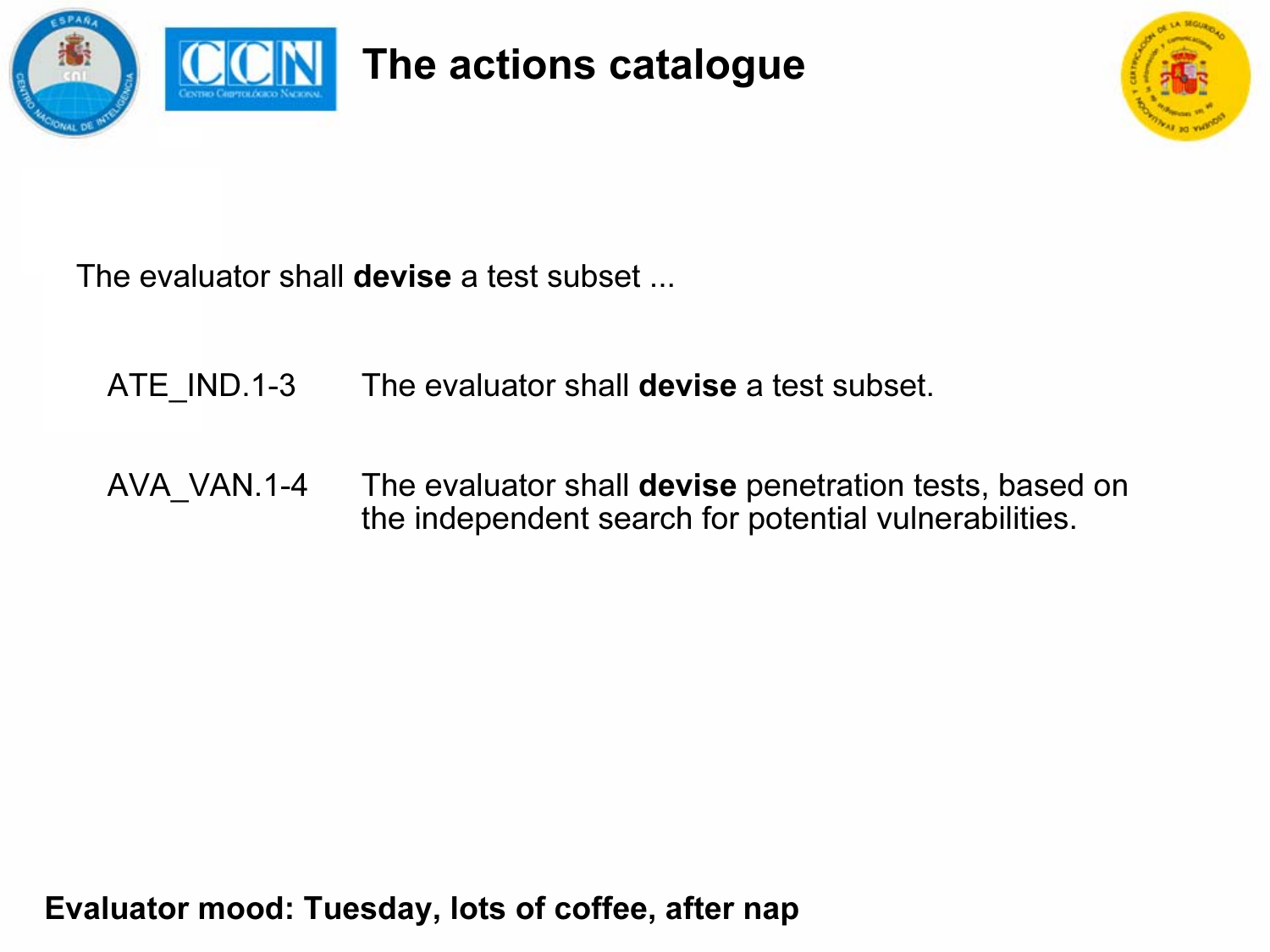# The actions catalogue

The evaluator shall **devise** a test subset ...

| | |
|---|---|
| ATE_IND.1-3 | The evaluator shall **devise** a test subset. |
| AVA_VAN.1-4 | The evaluator shall **devise** penetration tests, based on the independent search for potential vulnerabilities. |

**Evaluator mood: Tuesday, lots of coffee, after nap**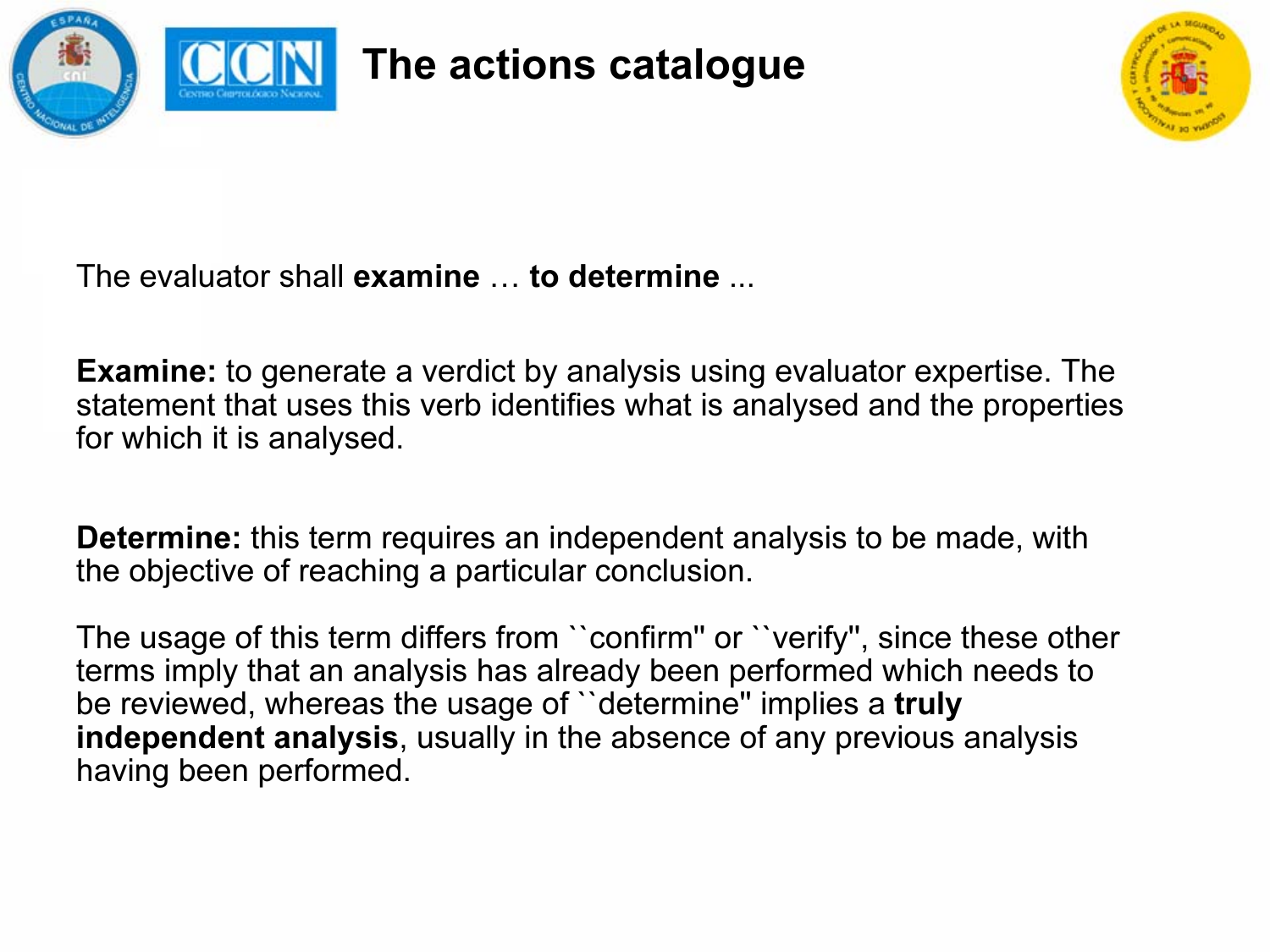# The actions catalogue

The evaluator shall **examine** … **to determine** ...

**Examine:** to generate a verdict by analysis using evaluator expertise. The statement that uses this verb identifies what is analysed and the properties for which it is analysed.

**Determine:** this term requires an independent analysis to be made, with the objective of reaching a particular conclusion.

The usage of this term differs from ``confirm'' or ``verify'', since these other terms imply that an analysis has already been performed which needs to be reviewed, whereas the usage of ``determine'' implies a **truly independent analysis**, usually in the absence of any previous analysis having been performed.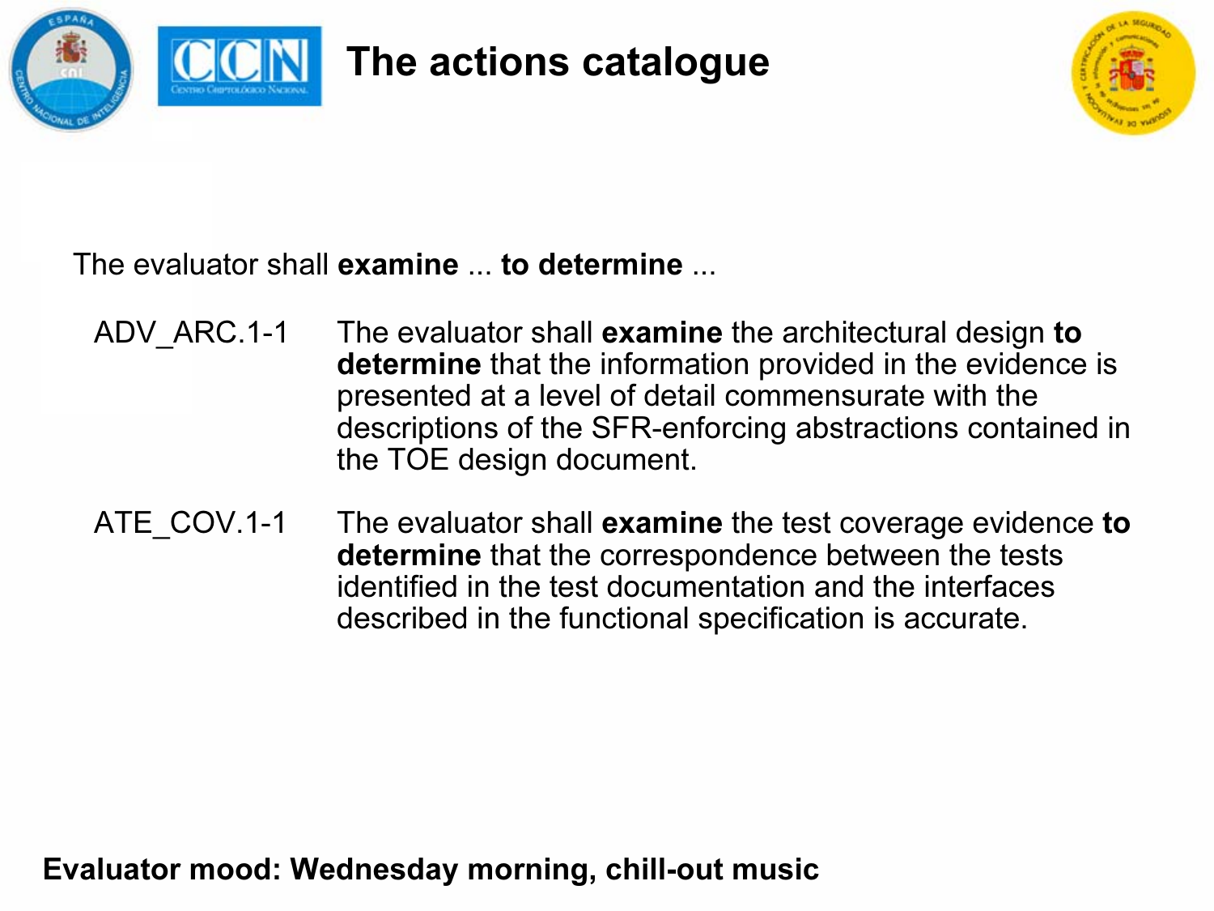# The actions catalogue

The evaluator shall **examine** ... **to determine** ...

| | |
|---|---|
| ADV_ARC.1-1 | The evaluator shall **examine** the architectural design **to determine** that the information provided in the evidence is presented at a level of detail commensurate with the descriptions of the SFR-enforcing abstractions contained in the TOE design document. |
| ATE_COV.1-1 | The evaluator shall **examine** the test coverage evidence **to determine** that the correspondence between the tests identified in the test documentation and the interfaces described in the functional specification is accurate. |

**Evaluator mood: Wednesday morning, chill-out music**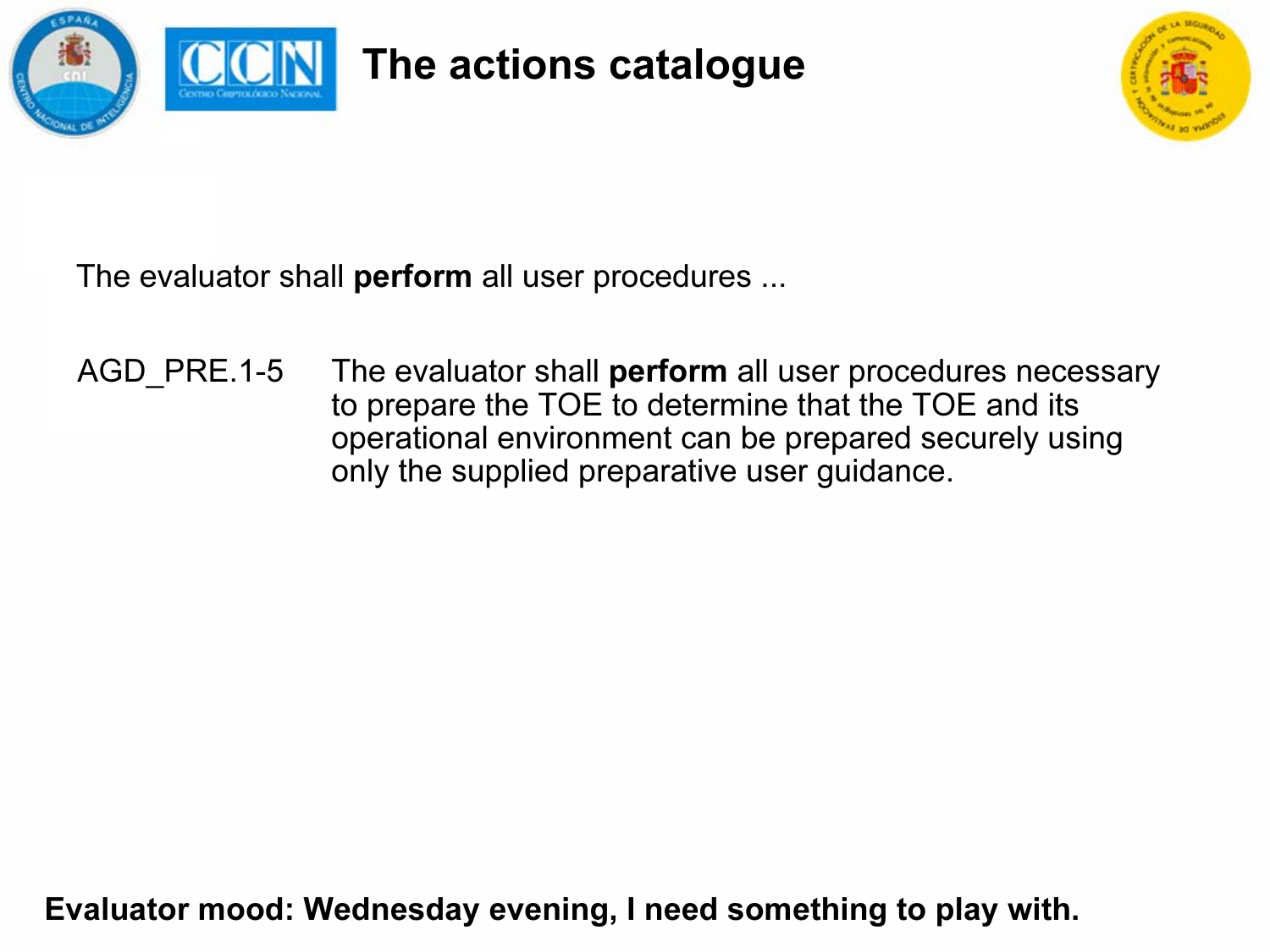# The actions catalogue

The evaluator shall **perform** all user procedures ...

AGD_PRE.1-5 The evaluator shall **perform** all user procedures necessary to prepare the TOE to determine that the TOE and its operational environment can be prepared securely using only the supplied preparative user guidance.

**Evaluator mood: Wednesday evening, I need something to play with.**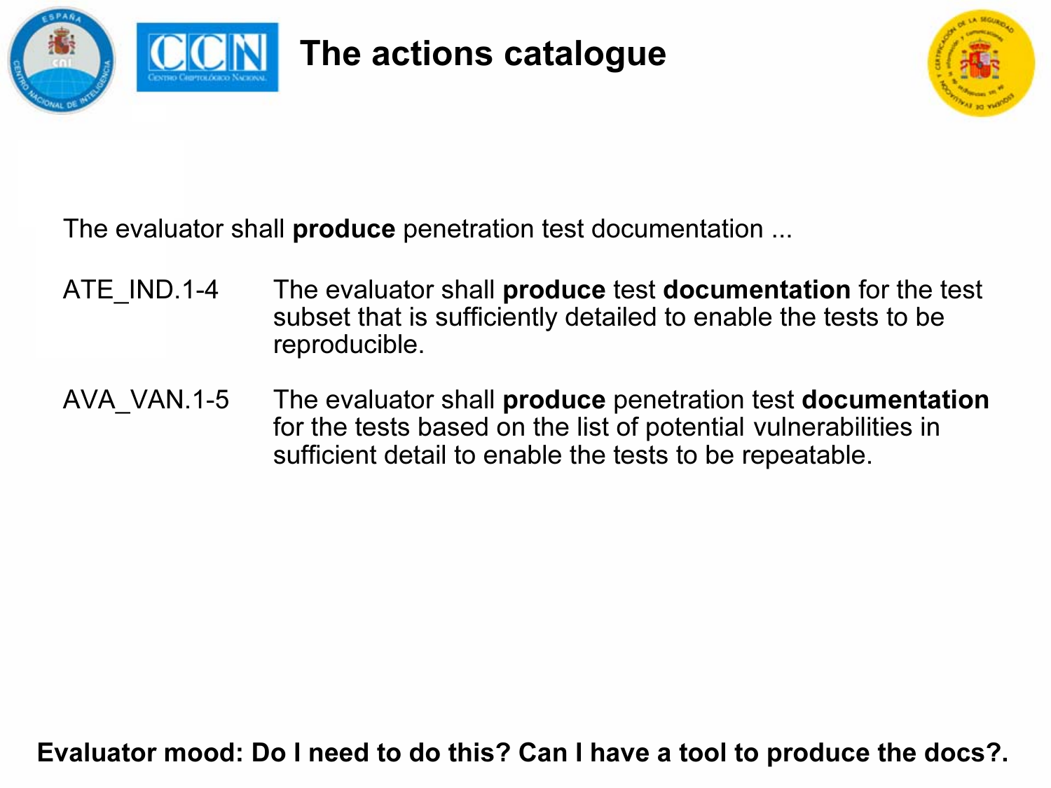# The actions catalogue

The evaluator shall **produce** penetration test documentation ...

| | |
|---|---|
| ATE_IND.1-4 | The evaluator shall **produce** test **documentation** for the test subset that is sufficiently detailed to enable the tests to be reproducible. |
| AVA_VAN.1-5 | The evaluator shall **produce** penetration test **documentation** for the tests based on the list of potential vulnerabilities in sufficient detail to enable the tests to be repeatable. |

**Evaluator mood: Do I need to do this? Can I have a tool to produce the docs?.**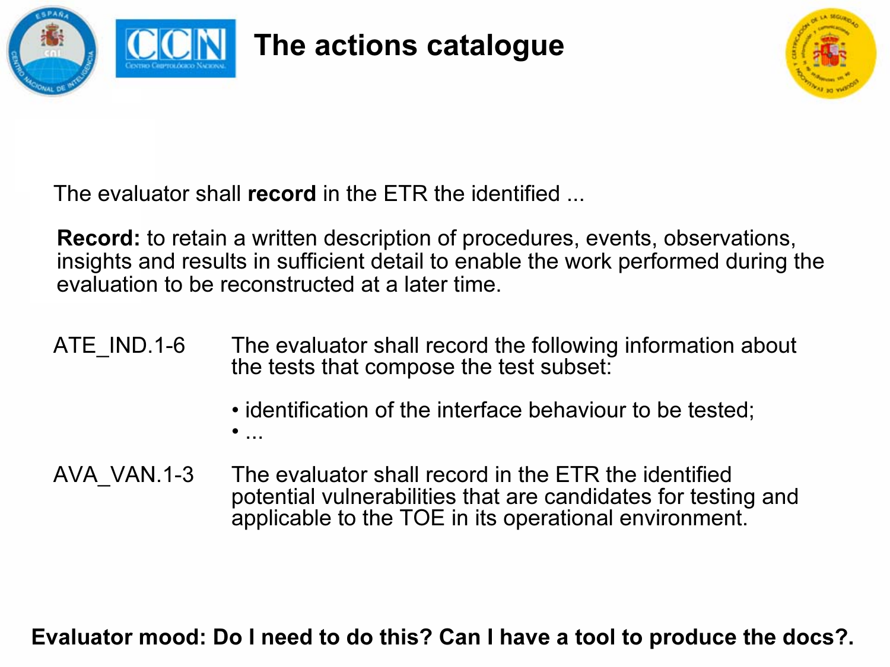# The actions catalogue

The evaluator shall **record** in the ETR the identified ...

**Record:** to retain a written description of procedures, events, observations, insights and results in sufficient detail to enable the work performed during the evaluation to be reconstructed at a later time.

| | |
|---|---|
| ATE_IND.1-6 | The evaluator shall record the following information about the tests that compose the test subset:<br><br>• identification of the interface behaviour to be tested;<br>• ... |
| AVA_VAN.1-3 | The evaluator shall record in the ETR the identified potential vulnerabilities that are candidates for testing and applicable to the TOE in its operational environment. |

**Evaluator mood: Do I need to do this? Can I have a tool to produce the docs?.**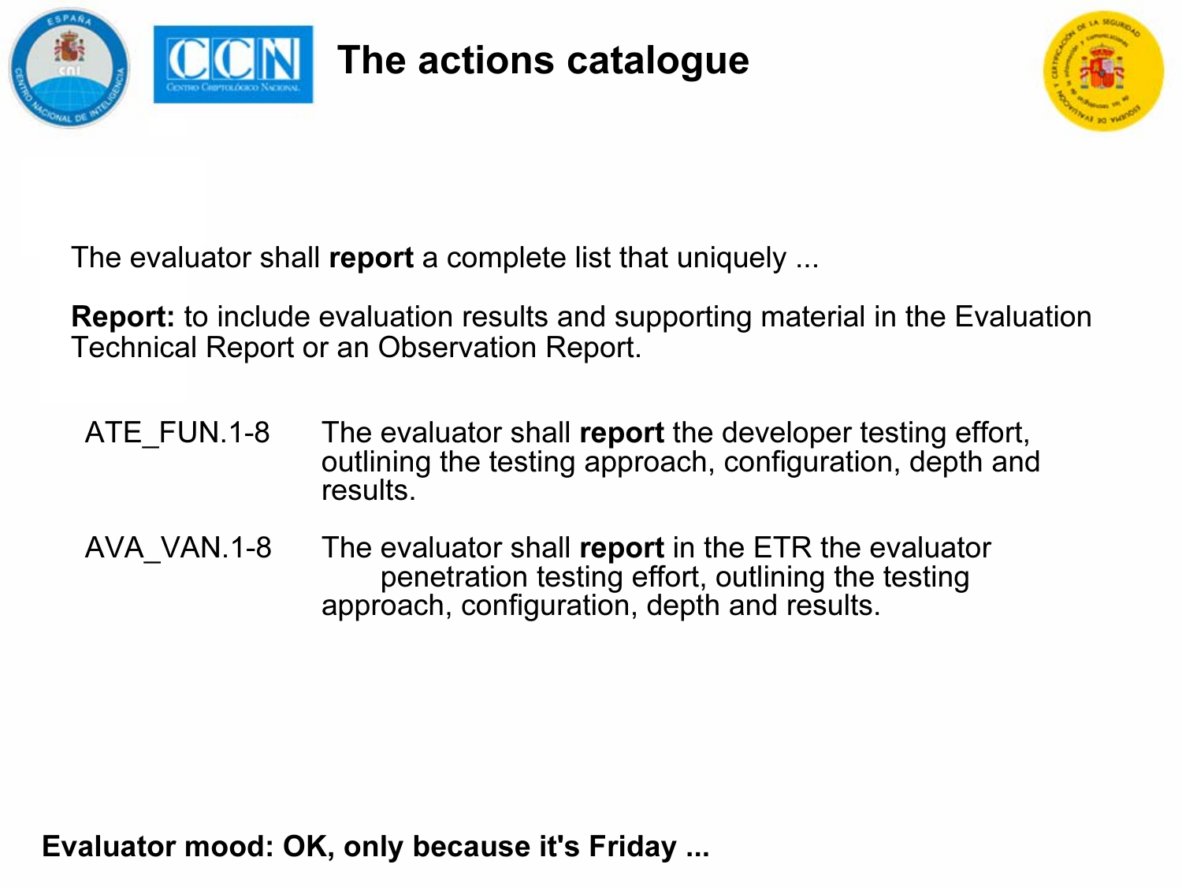# The actions catalogue

The evaluator shall **report** a complete list that uniquely ...

**Report:** to include evaluation results and supporting material in the Evaluation Technical Report or an Observation Report.

| | |
|---|---|
| ATE_FUN.1-8 | The evaluator shall **report** the developer testing effort, outlining the testing approach, configuration, depth and results. |
| AVA_VAN.1-8 | The evaluator shall **report** in the ETR the evaluator penetration testing effort, outlining the testing approach, configuration, depth and results. |

**Evaluator mood: OK, only because it's Friday ...**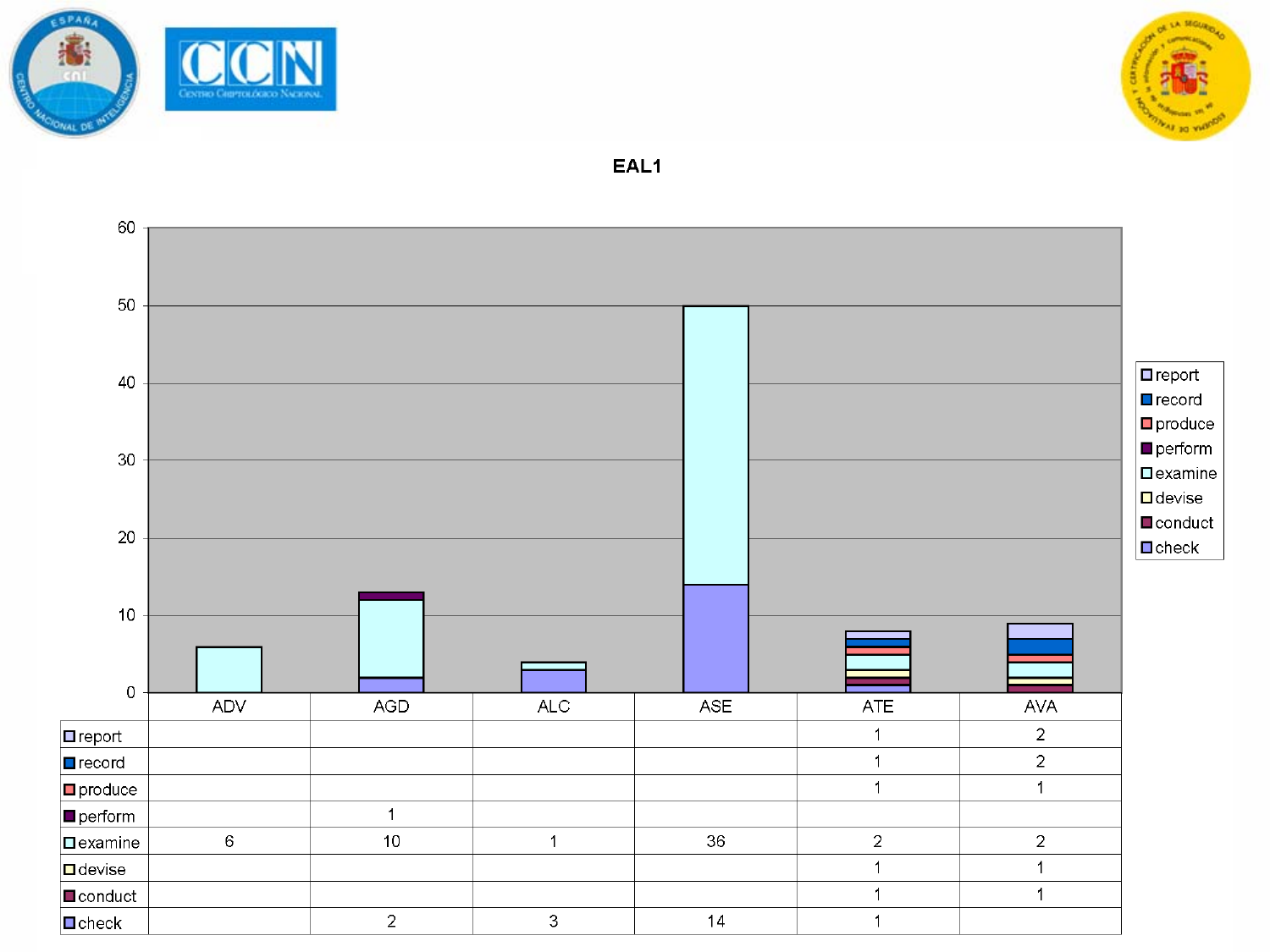## EAL1

|  | ADV | AGD | ALC | ASE | ATE | AVA |
|---|---|---|---|---|---|---|
| report |  |  |  |  | 1 | 2 |
| record |  |  |  |  | 1 | 2 |
| produce |  |  |  |  | 1 | 1 |
| perform |  | 1 |  |  |  |  |
| examine | 6 | 10 | 1 | 36 | 2 | 2 |
| devise |  |  |  |  | 1 | 1 |
| conduct |  |  |  |  | 1 | 1 |
| check |  | 2 | 3 | 14 | 1 |  |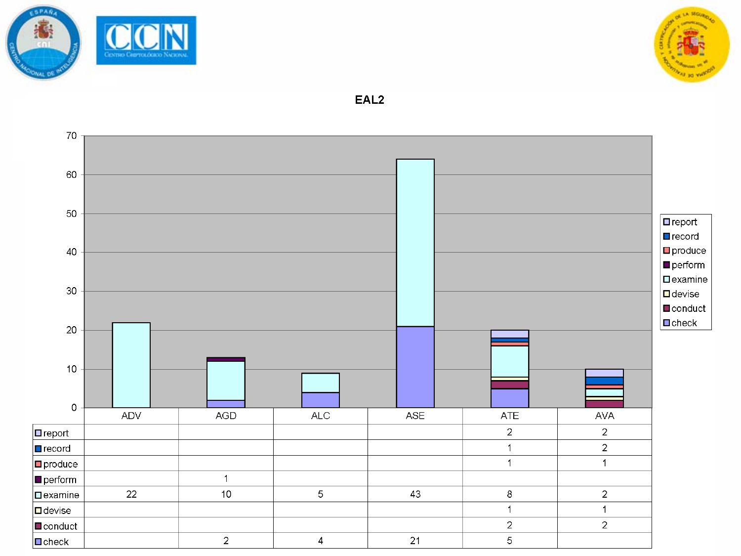# EAL2

| | ADV | AGD | ALC | ASE | ATE | AVA |
|---|---|---|---|---|---|---|
| report | | | | | 2 | 2 |
| record | | | | | 1 | 2 |
| produce | | | | | 1 | 1 |
| perform | | 1 | | | | |
| examine | 22 | 10 | 5 | 43 | 8 | 2 |
| devise | | | | | 1 | 1 |
| conduct | | | | | 2 | 2 |
| check | | 2 | 4 | 21 | 5 | |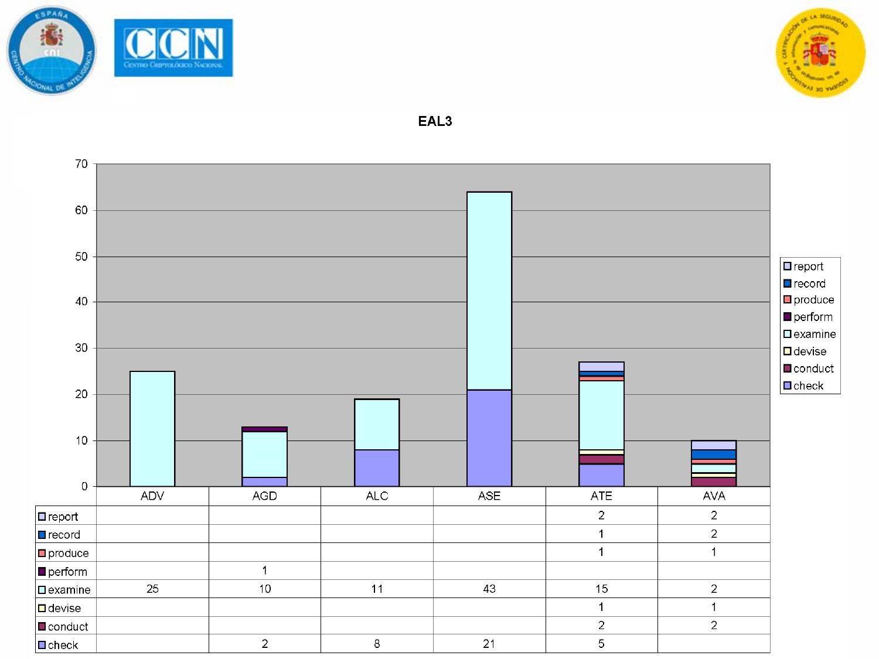# EAL3

|  | ADV | AGD | ALC | ASE | ATE | AVA |
|---|---|---|---|---|---|---|
| report |  |  |  |  | 2 | 2 |
| record |  |  |  |  | 1 | 2 |
| produce |  |  |  |  | 1 | 1 |
| perform |  | 1 |  |  |  |  |
| examine | 25 | 10 | 11 | 43 | 15 | 2 |
| devise |  |  |  |  | 1 | 1 |
| conduct |  |  |  |  | 2 | 2 |
| check |  | 2 | 8 | 21 | 5 |  |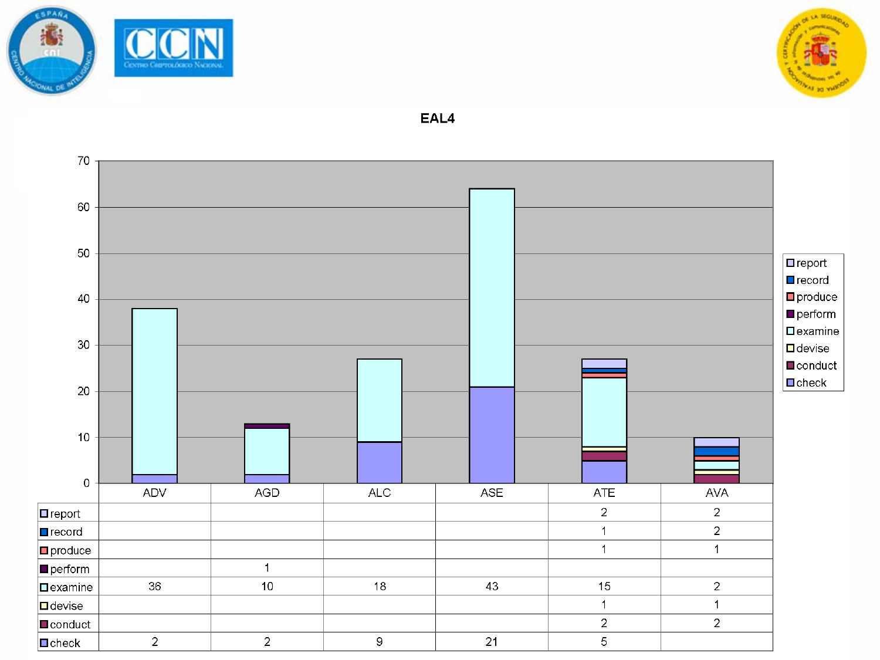# EAL4

|  | ADV | AGD | ALC | ASE | ATE | AVA |
|---|---|---|---|---|---|---|
| report |  |  |  |  | 2 | 2 |
| record |  |  |  |  | 1 | 2 |
| produce |  |  |  |  | 1 | 1 |
| perform |  | 1 |  |  |  |  |
| examine | 36 | 10 | 18 | 43 | 15 | 2 |
| devise |  |  |  |  | 1 | 1 |
| conduct |  |  |  |  | 2 | 2 |
| check | 2 | 2 | 9 | 21 | 5 |  |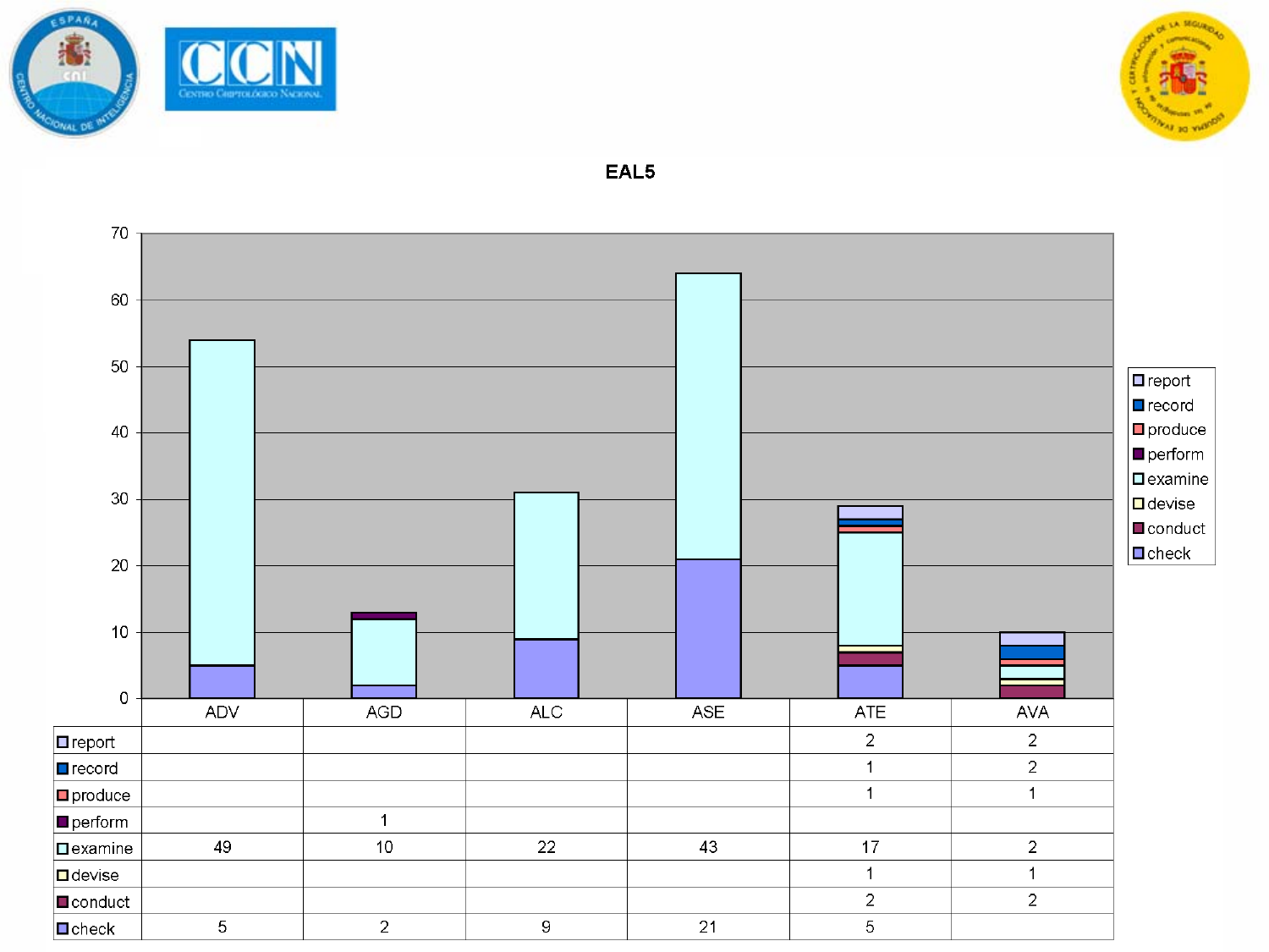# EAL5

|  | ADV | AGD | ALC | ASE | ATE | AVA |
|---|---|---|---|---|---|---|
| report |  |  |  |  | 2 | 2 |
| record |  |  |  |  | 1 | 2 |
| produce |  |  |  |  | 1 | 1 |
| perform |  | 1 |  |  |  |  |
| examine | 49 | 10 | 22 | 43 | 17 | 2 |
| devise |  |  |  |  | 1 | 1 |
| conduct |  |  |  |  | 2 | 2 |
| check | 5 | 2 | 9 | 21 | 5 |  |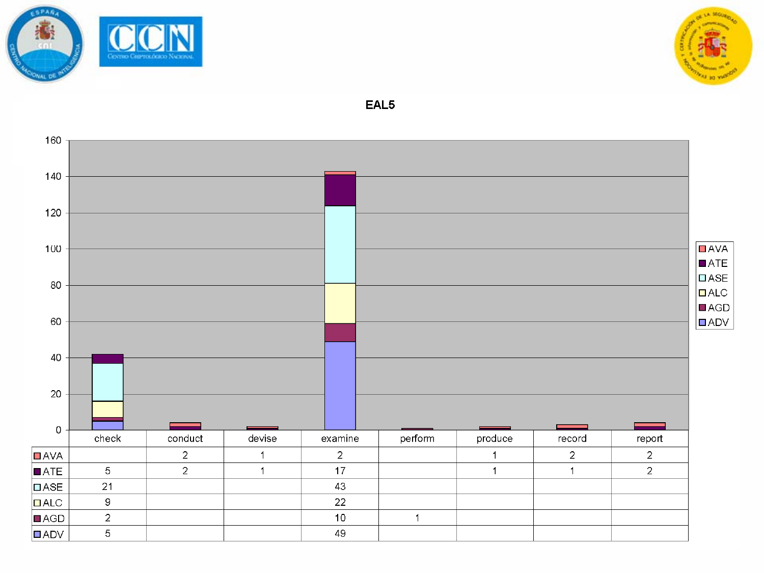**EAL5**

| | check | conduct | devise | examine | perform | produce | record | report |
|---|---|---|---|---|---|---|---|---|
| AVA | | 2 | 1 | 2 | | 1 | 2 | 2 |
| ATE | 5 | 2 | 1 | 17 | | 1 | 1 | 2 |
| ASE | 21 | | | 43 | | | | |
| ALC | 9 | | | 22 | | | | |
| AGD | 2 | | | 10 | 1 | | | |
| ADV | 5 | | | 49 | | | | |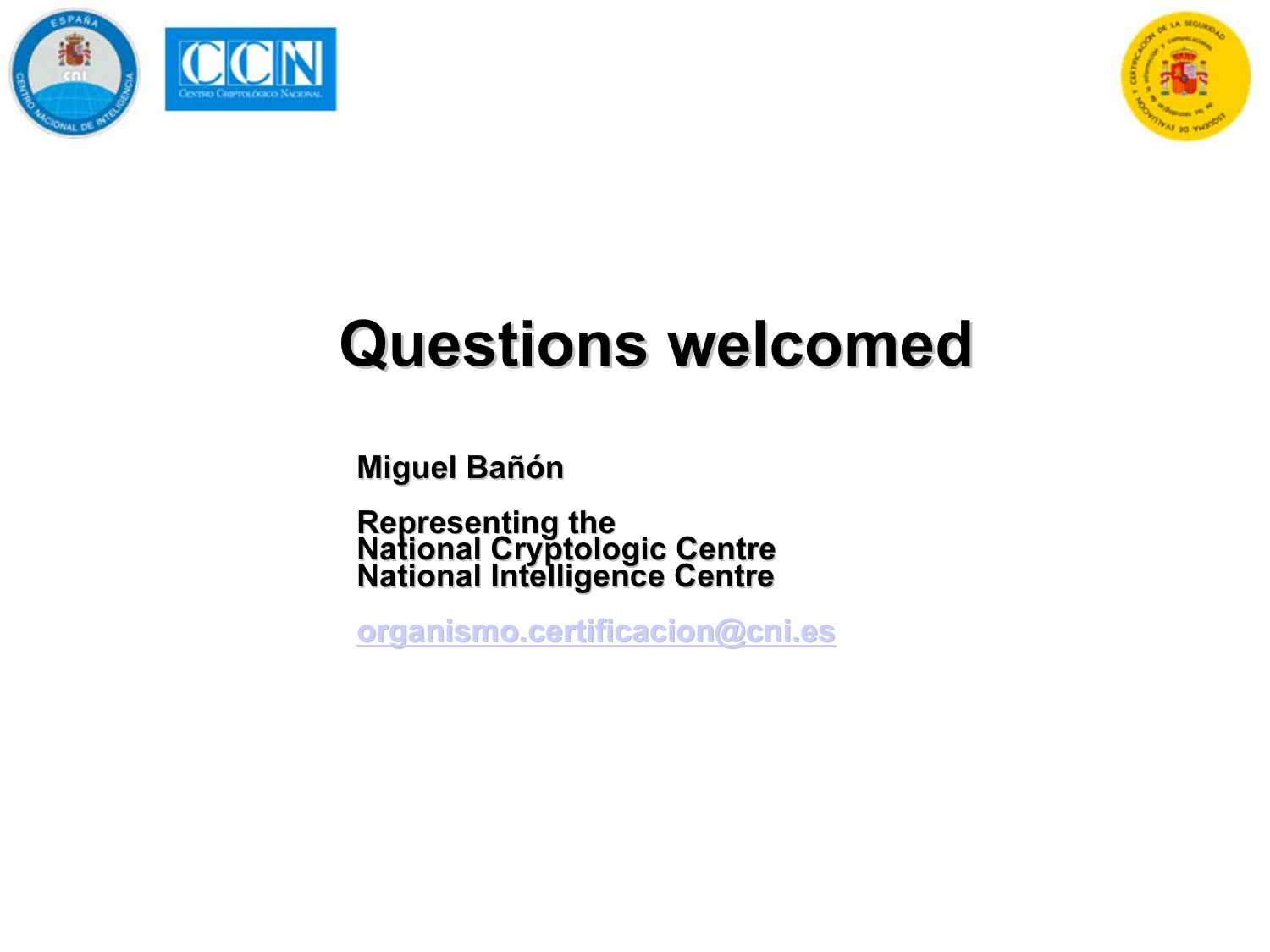# Questions welcomed

**Miguel Bañón**

**Representing the**
**National Cryptologic Centre**
**National Intelligence Centre**

**organismo.certificacion@cni.es**